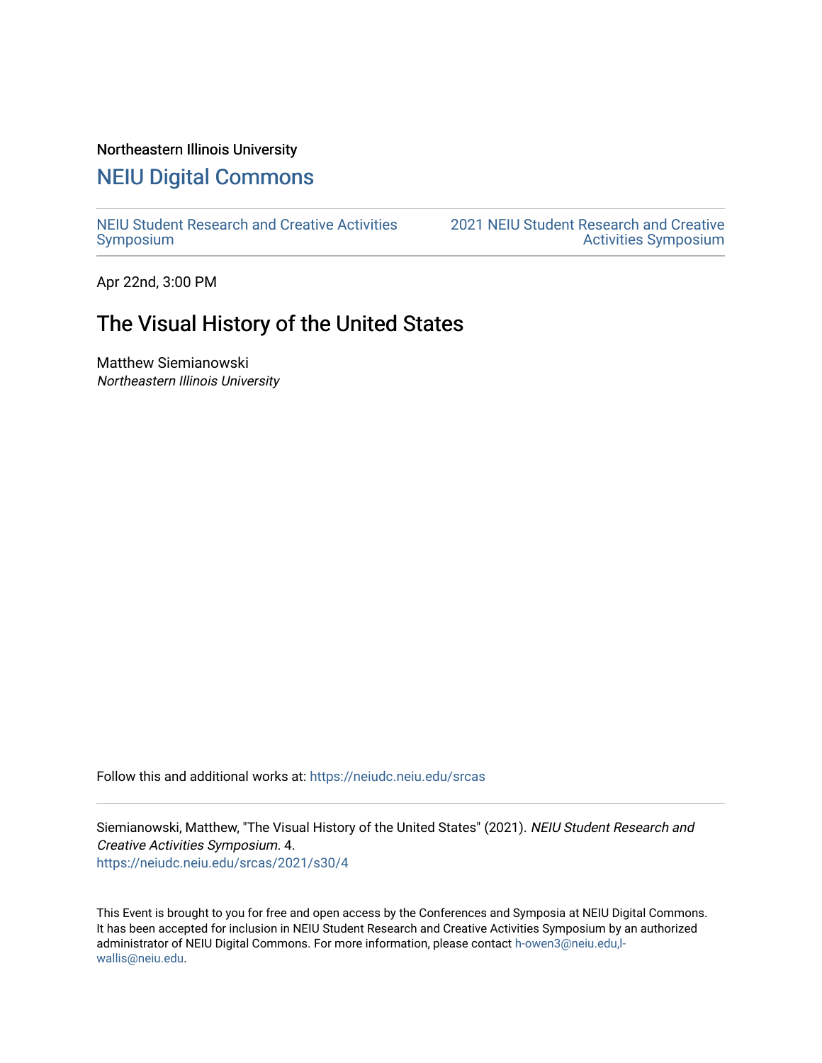Northeastern Illinois University

## NEIU Digital Commons

NEIU Student Research and Creative Activities Symposium

2021 NEIU Student Research and Creative Activities Symposium

Apr 22nd, 3:00 PM

# The Visual History of the United States

Matthew Siemianowski
*Northeastern Illinois University*

Follow this and additional works at: https://neiudc.neiu.edu/srcas

Siemianowski, Matthew, "The Visual History of the United States" (2021). *NEIU Student Research and Creative Activities Symposium*. 4.
https://neiudc.neiu.edu/srcas/2021/s30/4

This Event is brought to you for free and open access by the Conferences and Symposia at NEIU Digital Commons. It has been accepted for inclusion in NEIU Student Research and Creative Activities Symposium by an authorized administrator of NEIU Digital Commons. For more information, please contact h-owen3@neiu.edu,l-wallis@neiu.edu.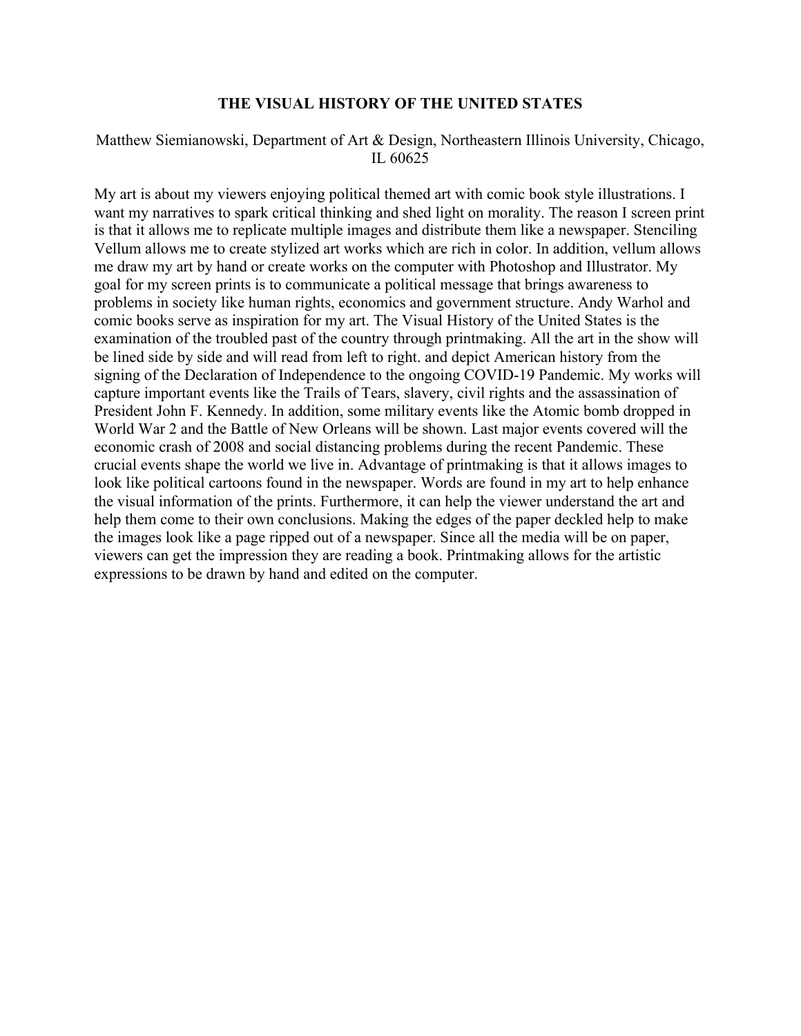# THE VISUAL HISTORY OF THE UNITED STATES

Matthew Siemianowski, Department of Art & Design, Northeastern Illinois University, Chicago, IL 60625

My art is about my viewers enjoying political themed art with comic book style illustrations. I want my narratives to spark critical thinking and shed light on morality. The reason I screen print is that it allows me to replicate multiple images and distribute them like a newspaper. Stenciling Vellum allows me to create stylized art works which are rich in color. In addition, vellum allows me draw my art by hand or create works on the computer with Photoshop and Illustrator. My goal for my screen prints is to communicate a political message that brings awareness to problems in society like human rights, economics and government structure. Andy Warhol and comic books serve as inspiration for my art. The Visual History of the United States is the examination of the troubled past of the country through printmaking. All the art in the show will be lined side by side and will read from left to right. and depict American history from the signing of the Declaration of Independence to the ongoing COVID-19 Pandemic. My works will capture important events like the Trails of Tears, slavery, civil rights and the assassination of President John F. Kennedy. In addition, some military events like the Atomic bomb dropped in World War 2 and the Battle of New Orleans will be shown. Last major events covered will the economic crash of 2008 and social distancing problems during the recent Pandemic. These crucial events shape the world we live in. Advantage of printmaking is that it allows images to look like political cartoons found in the newspaper. Words are found in my art to help enhance the visual information of the prints. Furthermore, it can help the viewer understand the art and help them come to their own conclusions. Making the edges of the paper deckled help to make the images look like a page ripped out of a newspaper. Since all the media will be on paper, viewers can get the impression they are reading a book. Printmaking allows for the artistic expressions to be drawn by hand and edited on the computer.